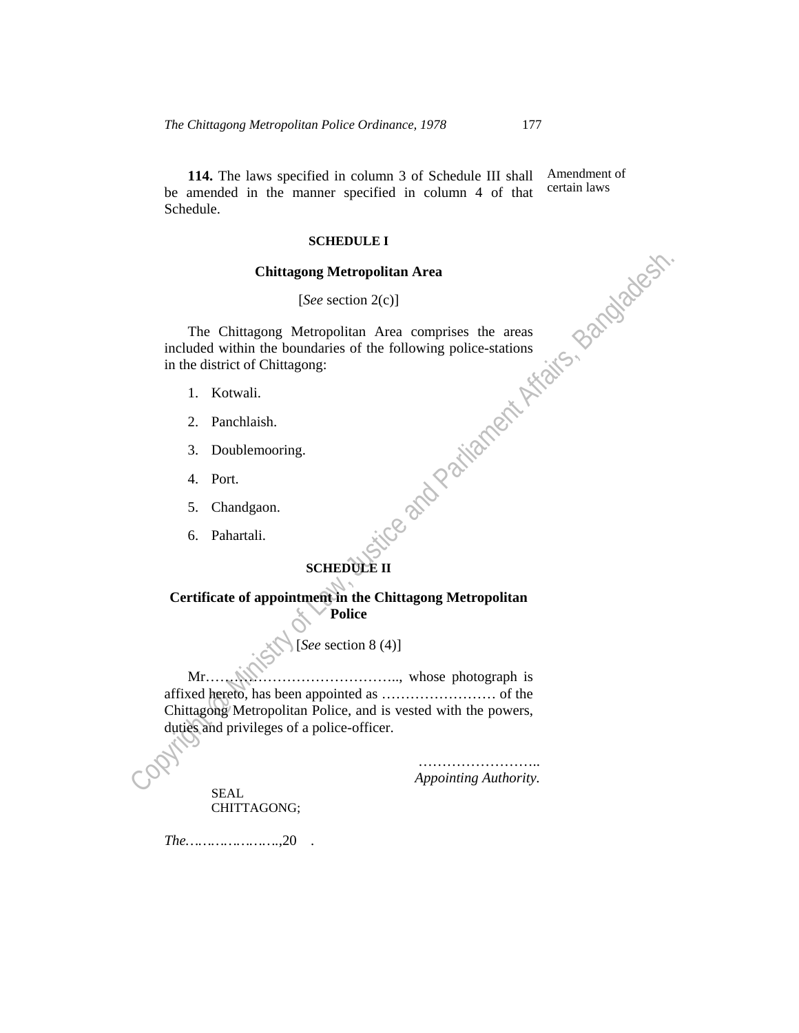**114.** The laws specified in column 3 of Schedule III shall be amended in the manner specified in column 4 of that Schedule.

Amendment of certain laws

## SCHEDULE I

### Chittagong Metropolitan Area

[*See* section 2(c)]

The Chittagong Metropolitan Area comprises the areas included within the boundaries of the following police-stations in the district of Chittagong:

1. Kotwali.
2. Panchlaish.
3. Doublemooring.
4. Port.
5. Chandgaon.
6. Pahartali.

## SCHEDULE II

### Certificate of appointment in the Chittagong Metropolitan Police

[*See* section 8 (4)]

Mr…………………………………….., whose photograph is affixed hereto, has been appointed as …………………… of the Chittagong Metropolitan Police, and is vested with the powers, duties and privileges of a police-officer.

……………………..
*Appointing Authority.*

SEAL
CHITTAGONG;

*The*…………………..,20 .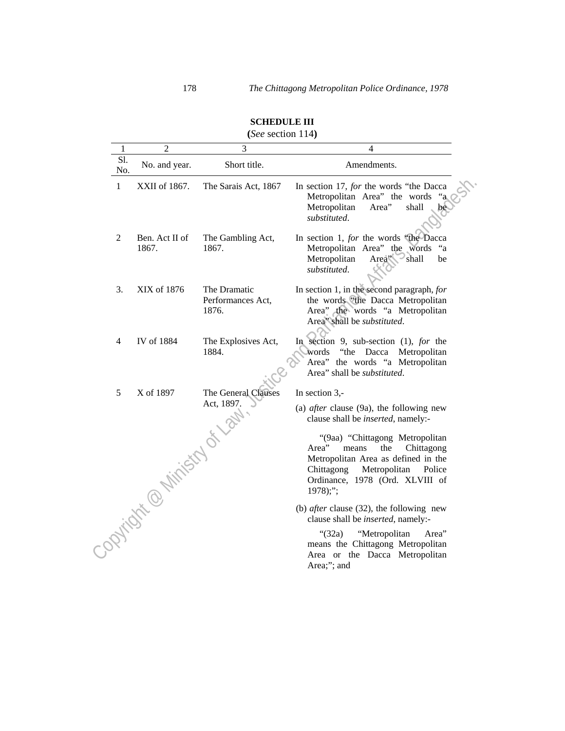**SCHEDULE III**

**(***See* section 114**)**

| 1 | 2 | 3 | 4 |
|---|---|---|---|
| Sl. No. | No. and year. | Short title. | Amendments. |
| 1 | XXII of 1867. | The Sarais Act, 1867 | In section 17, *for* the words "the Dacca Metropolitan Area" the words "a Metropolitan Area" shall be *substituted*. |
| 2 | Ben. Act II of 1867. | The Gambling Act, 1867. | In section 1, *for* the words "the Dacca Metropolitan Area" the words "a Metropolitan Area" shall be *substituted*. |
| 3. | XIX of 1876 | The Dramatic Performances Act, 1876. | In section 1, in the second paragraph, *for* the words "the Dacca Metropolitan Area" the words "a Metropolitan Area" shall be *substituted*. |
| 4 | IV of 1884 | The Explosives Act, 1884. | In section 9, sub-section (1), *for* the words "the Dacca Metropolitan Area" the words "a Metropolitan Area" shall be *substituted*. |
| 5 | X of 1897 | The General Clauses Act, 1897. | In section 3,- (a) *after* clause (9a), the following new clause shall be *inserted*, namely:- "(9aa) "Chittagong Metropolitan Area" means the Chittagong Metropolitan Area as defined in the Chittagong Metropolitan Police Ordinance, 1978 (Ord. XLVIII of 1978);"; (b) *after* clause (32), the following new clause shall be *inserted*, namely:- "(32a) "Metropolitan Area" means the Chittagong Metropolitan Area or the Dacca Metropolitan Area;"; and |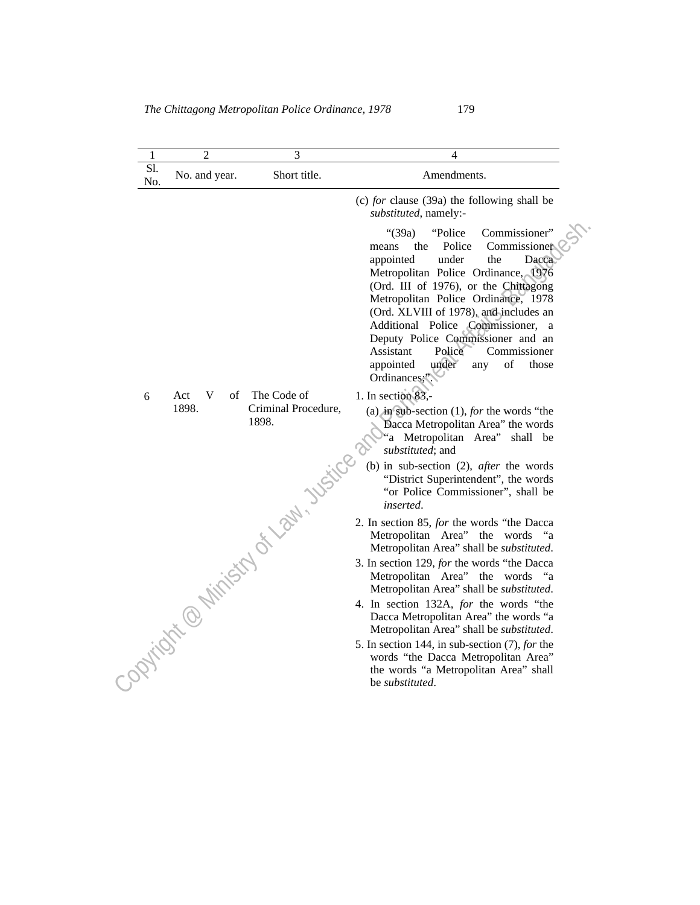| 1 | 2 | 3 | 4 |
|---|---|---|---|
| Sl. No. | No. and year. | Short title. | Amendments. |
| | | | (c) *for* clause (39a) the following shall be *substituted*, namely:- “(39a) “Police Commissioner” means the Police Commissioner appointed under the Dacca Metropolitan Police Ordinance, 1976 (Ord. III of 1976), or the Chittagong Metropolitan Police Ordinance, 1978 (Ord. XLVIII of 1978), and includes an Additional Police Commissioner, a Deputy Police Commissioner and an Assistant Police Commissioner appointed under any of those Ordinances;”. |
| 6 | Act V of 1898. | The Code of Criminal Procedure, 1898. | 1. In section 83,- (a) in sub-section (1), *for* the words “the Dacca Metropolitan Area” the words “a Metropolitan Area” shall be *substituted*; and (b) in sub-section (2), *after* the words “District Superintendent”, the words “or Police Commissioner”, shall be *inserted*. 2. In section 85, *for* the words “the Dacca Metropolitan Area” the words “a Metropolitan Area” shall be *substituted*. 3. In section 129, *for* the words “the Dacca Metropolitan Area” the words “a Metropolitan Area” shall be *substituted*. 4. In section 132A, *for* the words “the Dacca Metropolitan Area” the words “a Metropolitan Area” shall be *substituted*. 5. In section 144, in sub-section (7), *for* the words “the Dacca Metropolitan Area” the words “a Metropolitan Area” shall be *substituted*. |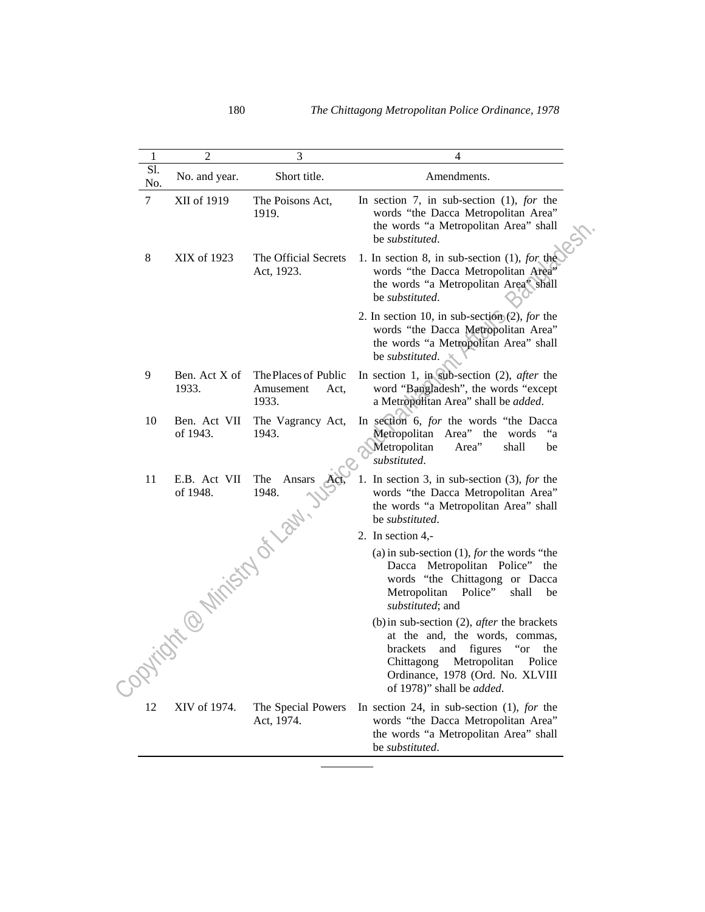| 1 | 2 | 3 | 4 |
|---|---|---|---|
| Sl. No. | No. and year. | Short title. | Amendments. |
| 7 | XII of 1919 | The Poisons Act, 1919. | In section 7, in sub-section (1), *for* the words “the Dacca Metropolitan Area” the words “a Metropolitan Area” shall be *substituted*. |
| 8 | XIX of 1923 | The Official Secrets Act, 1923. | 1. In section 8, in sub-section (1), *for* the words “the Dacca Metropolitan Area” the words “a Metropolitan Area” shall be *substituted*. |
| | | | 2. In section 10, in sub-section (2), *for* the words “the Dacca Metropolitan Area” the words “a Metropolitan Area” shall be *substituted*. |
| 9 | Ben. Act X of 1933. | The Places of Public Amusement Act, 1933. | In section 1, in sub-section (2), *after* the word “Bangladesh”, the words “except a Metropolitan Area” shall be *added*. |
| 10 | Ben. Act VII of 1943. | The Vagrancy Act, 1943. | In section 6, *for* the words “the Dacca Metropolitan Area” the words “a Metropolitan Area” shall be *substituted*. |
| 11 | E.B. Act VII of 1948. | The Ansars Act, 1948. | 1. In section 3, in sub-section (3), *for* the words “the Dacca Metropolitan Area” the words “a Metropolitan Area” shall be *substituted*. |
| | | | 2. In section 4,- |
| | | | (a) in sub-section (1), *for* the words “the Dacca Metropolitan Police” the words “the Chittagong or Dacca Metropolitan Police” shall be *substituted*; and |
| | | | (b) in sub-section (2), *after* the brackets at the and, the words, commas, brackets and figures “or the Chittagong Metropolitan Police Ordinance, 1978 (Ord. No. XLVIII of 1978)” shall be *added*. |
| 12 | XIV of 1974. | The Special Powers Act, 1974. | In section 24, in sub-section (1), *for* the words “the Dacca Metropolitan Area” the words “a Metropolitan Area” shall be *substituted*. |